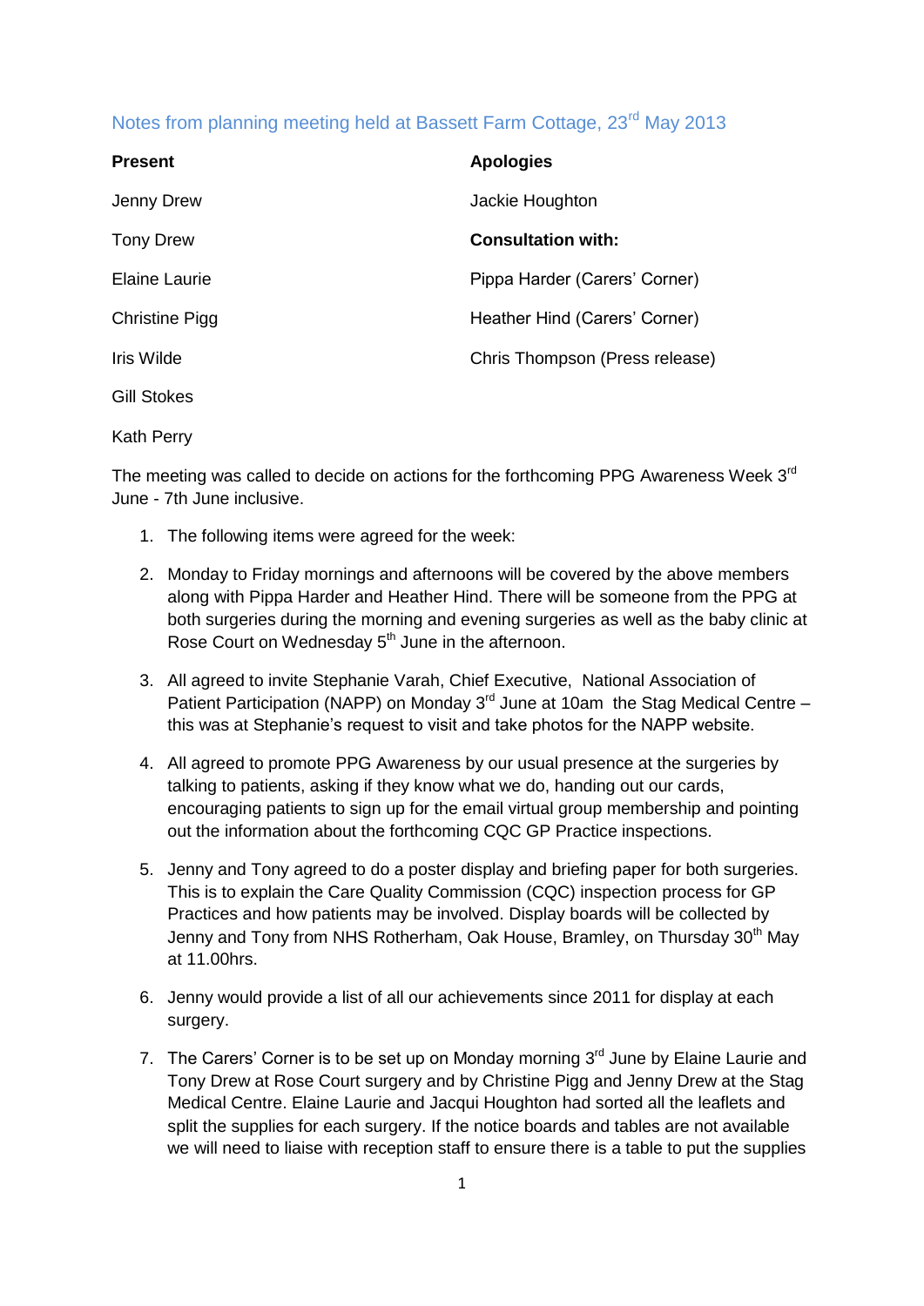## Notes from planning meeting held at Bassett Farm Cottage, 23rd May 2013

| Present | Apologies |
| --- | --- |
| Jenny Drew | Jackie Houghton |
| Tony Drew | **Consultation with:** |
| Elaine Laurie | Pippa Harder (Carers' Corner) |
| Christine Pigg | Heather Hind (Carers' Corner) |
| Iris Wilde | Chris Thompson (Press release) |
| Gill Stokes | |
| Kath Perry | |

The meeting was called to decide on actions for the forthcoming PPG Awareness Week 3rd June - 7th June inclusive.

1. The following items were agreed for the week:
2. Monday to Friday mornings and afternoons will be covered by the above members along with Pippa Harder and Heather Hind. There will be someone from the PPG at both surgeries during the morning and evening surgeries as well as the baby clinic at Rose Court on Wednesday 5th June in the afternoon.
3. All agreed to invite Stephanie Varah, Chief Executive, National Association of Patient Participation (NAPP) on Monday 3rd June at 10am the Stag Medical Centre – this was at Stephanie's request to visit and take photos for the NAPP website.
4. All agreed to promote PPG Awareness by our usual presence at the surgeries by talking to patients, asking if they know what we do, handing out our cards, encouraging patients to sign up for the email virtual group membership and pointing out the information about the forthcoming CQC GP Practice inspections.
5. Jenny and Tony agreed to do a poster display and briefing paper for both surgeries. This is to explain the Care Quality Commission (CQC) inspection process for GP Practices and how patients may be involved. Display boards will be collected by Jenny and Tony from NHS Rotherham, Oak House, Bramley, on Thursday 30th May at 11.00hrs.
6. Jenny would provide a list of all our achievements since 2011 for display at each surgery.
7. The Carers' Corner is to be set up on Monday morning 3rd June by Elaine Laurie and Tony Drew at Rose Court surgery and by Christine Pigg and Jenny Drew at the Stag Medical Centre. Elaine Laurie and Jacqui Houghton had sorted all the leaflets and split the supplies for each surgery. If the notice boards and tables are not available we will need to liaise with reception staff to ensure there is a table to put the supplies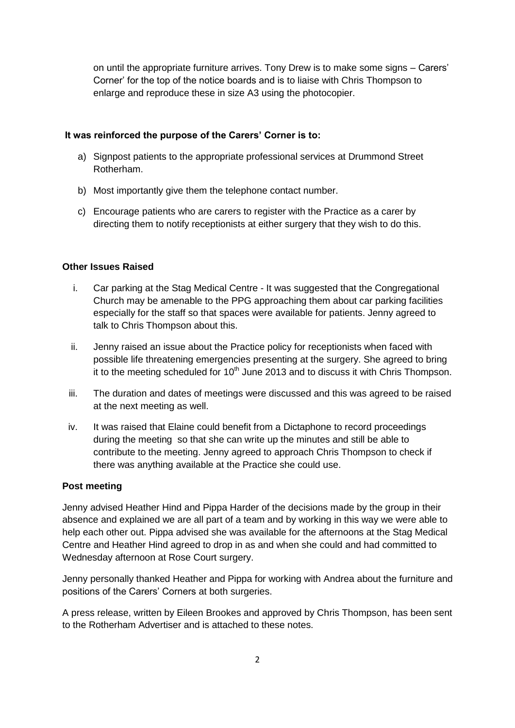on until the appropriate furniture arrives. Tony Drew is to make some signs – Carers' Corner' for the top of the notice boards and is to liaise with Chris Thompson to enlarge and reproduce these in size A3 using the photocopier.

**It was reinforced the purpose of the Carers' Corner is to:**

a) Signpost patients to the appropriate professional services at Drummond Street Rotherham.

b) Most importantly give them the telephone contact number.

c) Encourage patients who are carers to register with the Practice as a carer by directing them to notify receptionists at either surgery that they wish to do this.

**Other Issues Raised**

i. Car parking at the Stag Medical Centre - It was suggested that the Congregational Church may be amenable to the PPG approaching them about car parking facilities especially for the staff so that spaces were available for patients. Jenny agreed to talk to Chris Thompson about this.

ii. Jenny raised an issue about the Practice policy for receptionists when faced with possible life threatening emergencies presenting at the surgery. She agreed to bring it to the meeting scheduled for 10th June 2013 and to discuss it with Chris Thompson.

iii. The duration and dates of meetings were discussed and this was agreed to be raised at the next meeting as well.

iv. It was raised that Elaine could benefit from a Dictaphone to record proceedings during the meeting so that she can write up the minutes and still be able to contribute to the meeting. Jenny agreed to approach Chris Thompson to check if there was anything available at the Practice she could use.

**Post meeting**

Jenny advised Heather Hind and Pippa Harder of the decisions made by the group in their absence and explained we are all part of a team and by working in this way we were able to help each other out. Pippa advised she was available for the afternoons at the Stag Medical Centre and Heather Hind agreed to drop in as and when she could and had committed to Wednesday afternoon at Rose Court surgery.

Jenny personally thanked Heather and Pippa for working with Andrea about the furniture and positions of the Carers' Corners at both surgeries.

A press release, written by Eileen Brookes and approved by Chris Thompson, has been sent to the Rotherham Advertiser and is attached to these notes.